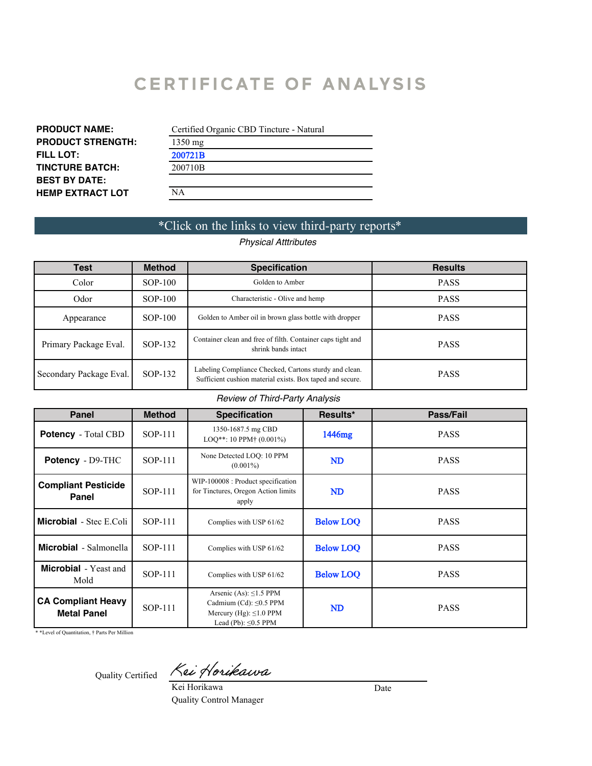# CERTIFICATE OF ANALYSIS

| | |
|---|---|
| **PRODUCT NAME:** | Certified Organic CBD Tincture - Natural |
| **PRODUCT STRENGTH:** | 1350 mg |
| **FILL LOT:** | 200721B |
| **TINCTURE BATCH:** | 200710B |
| **BEST BY DATE:** | |
| **HEMP EXTRACT LOT** | NA |

*Click on the links to view third-party reports*

*Physical Atttributes*

| Test | Method | Specification | Results |
|---|---|---|---|
| Color | SOP-100 | Golden to Amber | PASS |
| Odor | SOP-100 | Characteristic - Olive and hemp | PASS |
| Appearance | SOP-100 | Golden to Amber oil in brown glass bottle with dropper | PASS |
| Primary Package Eval. | SOP-132 | Container clean and free of filth. Container caps tight and shrink bands intact | PASS |
| Secondary Package Eval. | SOP-132 | Labeling Compliance Checked, Cartons sturdy and clean. Sufficient cushion material exists. Box taped and secure. | PASS |

*Review of Third-Party Analysis*

| Panel | Method | Specification | Results* | Pass/Fail |
|---|---|---|---|---|
| **Potency** - Total CBD | SOP-111 | 1350-1687.5 mg CBD LOQ**: 10 PPM† (0.001%) | 1446mg | PASS |
| **Potency** - D9-THC | SOP-111 | None Detected LOQ: 10 PPM (0.001%) | ND | PASS |
| **Compliant Pesticide Panel** | SOP-111 | WIP-100008 : Product specification for Tinctures, Oregon Action limits apply | ND | PASS |
| **Microbial** - Stec E.Coli | SOP-111 | Complies with USP 61/62 | Below LOQ | PASS |
| **Microbial** - Salmonella | SOP-111 | Complies with USP 61/62 | Below LOQ | PASS |
| **Microbial** - Yeast and Mold | SOP-111 | Complies with USP 61/62 | Below LOQ | PASS |
| **CA Compliant Heavy Metal Panel** | SOP-111 | Arsenic (As): ≤1.5 PPM<br>Cadmium (Cd): ≤0.5 PPM<br>Mercury (Hg): ≤1.0 PPM<br>Lead (Pb): ≤0.5 PPM | ND | PASS |

* *Level of Quantitation, † Parts Per Million

Quality Certified

Kei Horikawa

Kei Horikawa
Quality Control Manager

Date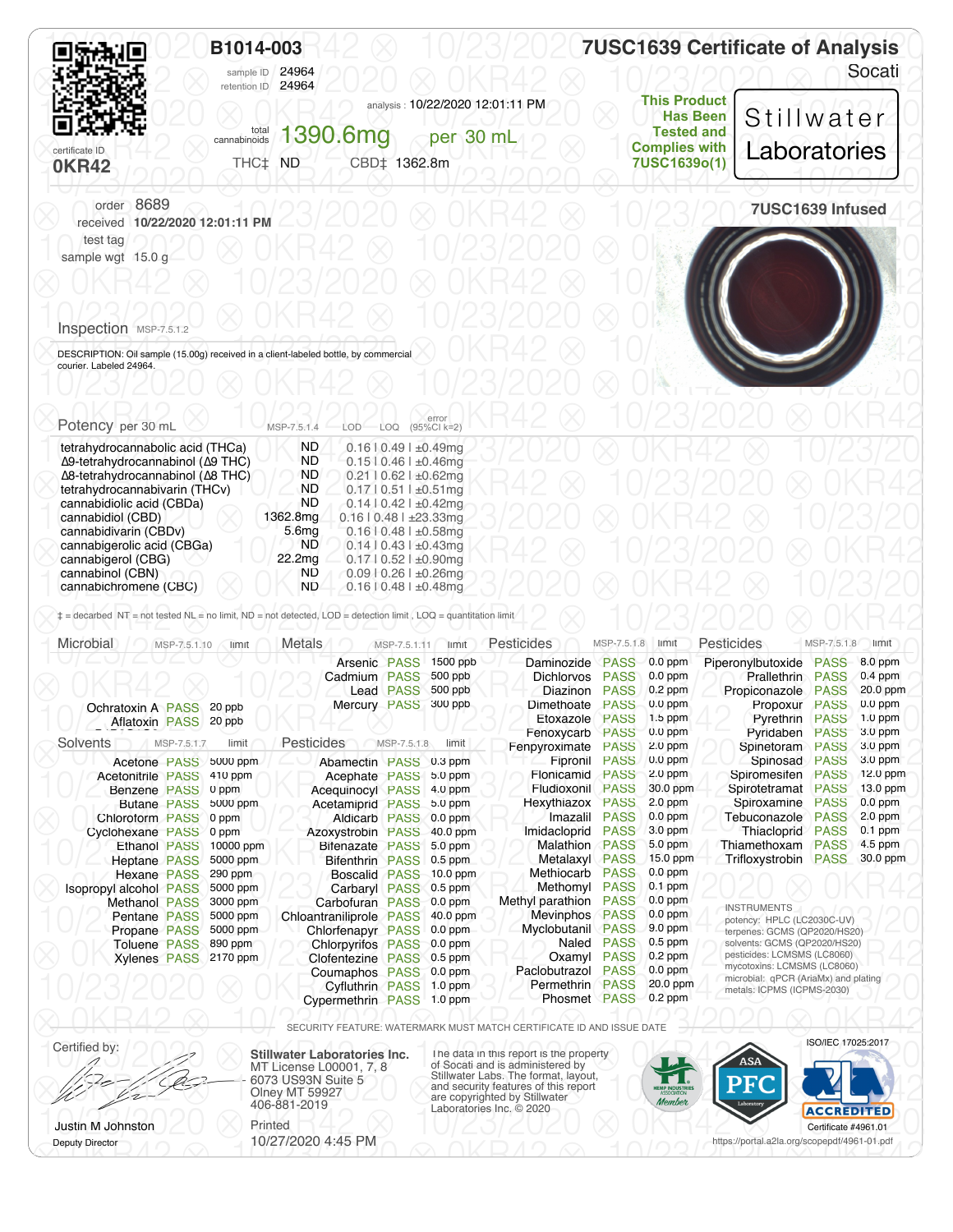# B1014-003

sample ID 24964
retention ID 24964

certificate ID **0KR42**

analysis : 10/22/2020 12:01:11 PM

total cannabinoids **1390.6mg** per 30 mL

THC‡ ND CBD‡ 1362.8m

## 7USC1639 Certificate of Analysis

Socati

**This Product Has Been Tested and Complies with 7USC1639o(1)**

**Stillwater Laboratories**

order 8689
received **10/22/2020 12:01:11 PM**
test tag
sample wgt 15.0 g

**7USC1639 Infused**

## Inspection MSP-7.5.1.2

DESCRIPTION: Oil sample (15.00g) received in a client-labeled bottle, by commercial courier. Labeled 24964.

## Potency per 30 mL

| Analyte | MSP-7.5.1.4 | LOD | LOQ | error (95%CI k=2) |
|---|---|---|---|---|
| tetrahydrocannabolic acid (THCa) | ND | 0.16 | 0.49 | ±0.49mg |
| Δ9-tetrahydrocannabinol (Δ9 THC) | ND | 0.15 | 0.46 | ±0.46mg |
| Δ8-tetrahydrocannabinol (Δ8 THC) | ND | 0.21 | 0.62 | ±0.62mg |
| tetrahydrocannabivarin (THCv) | ND | 0.17 | 0.51 | ±0.51mg |
| cannabidiolic acid (CBDa) | ND | 0.14 | 0.42 | ±0.42mg |
| cannabidiol (CBD) | 1362.8mg | 0.16 | 0.48 | ±23.33mg |
| cannabidivarin (CBDv) | 5.6mg | 0.16 | 0.48 | ±0.58mg |
| cannabigerolic acid (CBGa) | ND | 0.14 | 0.43 | ±0.43mg |
| cannabigerol (CBG) | 22.2mg | 0.17 | 0.52 | ±0.90mg |
| cannabinol (CBN) | ND | 0.09 | 0.26 | ±0.26mg |
| cannabichromene (CBC) | ND | 0.16 | 0.48 | ±0.48mg |

‡ = decarbed NT = not tested NL = no limit, ND = not detected, LOD = detection limit , LOQ = quantitation limit

## Microbial MSP-7.5.1.10

| Analyte | Result | limit |
|---|---|---|
| Ochratoxin A | PASS | 20 ppb |
| Aflatoxin | PASS | 20 ppb |

## Metals MSP-7.5.1.11

| Analyte | Result | limit |
|---|---|---|
| Arsenic | PASS | 1500 ppb |
| Cadmium | PASS | 500 ppb |
| Lead | PASS | 500 ppb |
| Mercury | PASS | 300 ppb |

## Solvents MSP-7.5.1.7

| Analyte | Result | limit |
|---|---|---|
| Acetone | PASS | 5000 ppm |
| Acetonitrile | PASS | 410 ppm |
| Benzene | PASS | 0 ppm |
| Butane | PASS | 5000 ppm |
| Chloroform | PASS | 0 ppm |
| Cyclohexane | PASS | 0 ppm |
| Ethanol | PASS | 10000 ppm |
| Heptane | PASS | 5000 ppm |
| Hexane | PASS | 290 ppm |
| Isopropyl alcohol | PASS | 5000 ppm |
| Methanol | PASS | 3000 ppm |
| Pentane | PASS | 5000 ppm |
| Propane | PASS | 5000 ppm |
| Toluene | PASS | 890 ppm |
| Xylenes | PASS | 2170 ppm |

## Pesticides MSP-7.5.1.8

| Analyte | Result | limit |
|---|---|---|
| Abamectin | PASS | 0.3 ppm |
| Acephate | PASS | 5.0 ppm |
| Acequinocyl | PASS | 4.0 ppm |
| Acetamiprid | PASS | 5.0 ppm |
| Aldicarb | PASS | 0.0 ppm |
| Azoxystrobin | PASS | 40.0 ppm |
| Bifenazate | PASS | 5.0 ppm |
| Bifenthrin | PASS | 0.5 ppm |
| Boscalid | PASS | 10.0 ppm |
| Carbaryl | PASS | 0.5 ppm |
| Carbofuran | PASS | 0.0 ppm |
| Chloantraniliprole | PASS | 40.0 ppm |
| Chlorfenapyr | PASS | 0.0 ppm |
| Chlorpyrifos | PASS | 0.0 ppm |
| Clofentezine | PASS | 0.5 ppm |
| Coumaphos | PASS | 0.0 ppm |
| Cyfluthrin | PASS | 1.0 ppm |
| Cypermethrin | PASS | 1.0 ppm |
| Daminozide | PASS | 0.0 ppm |
| Dichlorvos | PASS | 0.0 ppm |
| Diazinon | PASS | 0.2 ppm |
| Dimethoate | PASS | 0.0 ppm |
| Etoxazole | PASS | 1.5 ppm |
| Fenoxycarb | PASS | 0.0 ppm |
| Fenpyroximate | PASS | 2.0 ppm |
| Fipronil | PASS | 0.0 ppm |
| Flonicamid | PASS | 2.0 ppm |
| Fludioxonil | PASS | 30.0 ppm |
| Hexythiazox | PASS | 2.0 ppm |
| Imazalil | PASS | 0.0 ppm |
| Imidacloprid | PASS | 3.0 ppm |
| Malathion | PASS | 5.0 ppm |
| Metalaxyl | PASS | 15.0 ppm |
| Methiocarb | PASS | 0.0 ppm |
| Methomyl | PASS | 0.1 ppm |
| Methyl parathion | PASS | 0.0 ppm |
| Mevinphos | PASS | 0.0 ppm |
| Myclobutanil | PASS | 9.0 ppm |
| Naled | PASS | 0.5 ppm |
| Oxamyl | PASS | 0.2 ppm |
| Paclobutrazol | PASS | 0.0 ppm |
| Permethrin | PASS | 20.0 ppm |
| Phosmet | PASS | 0.2 ppm |
| Piperonylbutoxide | PASS | 8.0 ppm |
| Prallethrin | PASS | 0.4 ppm |
| Propiconazole | PASS | 20.0 ppm |
| Propoxur | PASS | 0.0 ppm |
| Pyrethrin | PASS | 1.0 ppm |
| Pyridaben | PASS | 3.0 ppm |
| Spinetoram | PASS | 3.0 ppm |
| Spinosad | PASS | 3.0 ppm |
| Spiromesifen | PASS | 12.0 ppm |
| Spirotetramat | PASS | 13.0 ppm |
| Spiroxamine | PASS | 0.0 ppm |
| Tebuconazole | PASS | 2.0 ppm |
| Thiacloprid | PASS | 0.1 ppm |
| Thiamethoxam | PASS | 4.5 ppm |
| Trifloxystrobin | PASS | 30.0 ppm |

INSTRUMENTS
potency: HPLC (LC2030C-UV)
terpenes: GCMS (QP2020/HS20)
solvents: GCMS (QP2020/HS20)
pesticides: LCMSMS (LC8060)
mycotoxins: LCMSMS (LC8060)
microbial: qPCR (AriaMx) and plating
metals: ICPMS (ICPMS-2030)

SECURITY FEATURE: WATERMARK MUST MATCH CERTIFICATE ID AND ISSUE DATE

Certified by:

Justin M Johnston
Deputy Director

**Stillwater Laboratories Inc.**
MT License L00001, 7, 8
6073 US93N Suite 5
Olney MT 59927
406-881-2019

Printed
10/27/2020 4:45 PM

The data in this report is the property of Socati and is administered by Stillwater Labs. The format, layout, and security features of this report are copyrighted by Stillwater Laboratories Inc. © 2020

ISO/IEC 17025:2017

ACCREDITED
Certificate #4961.01
https://portal.a2la.org/scopepdf/4961-01.pdf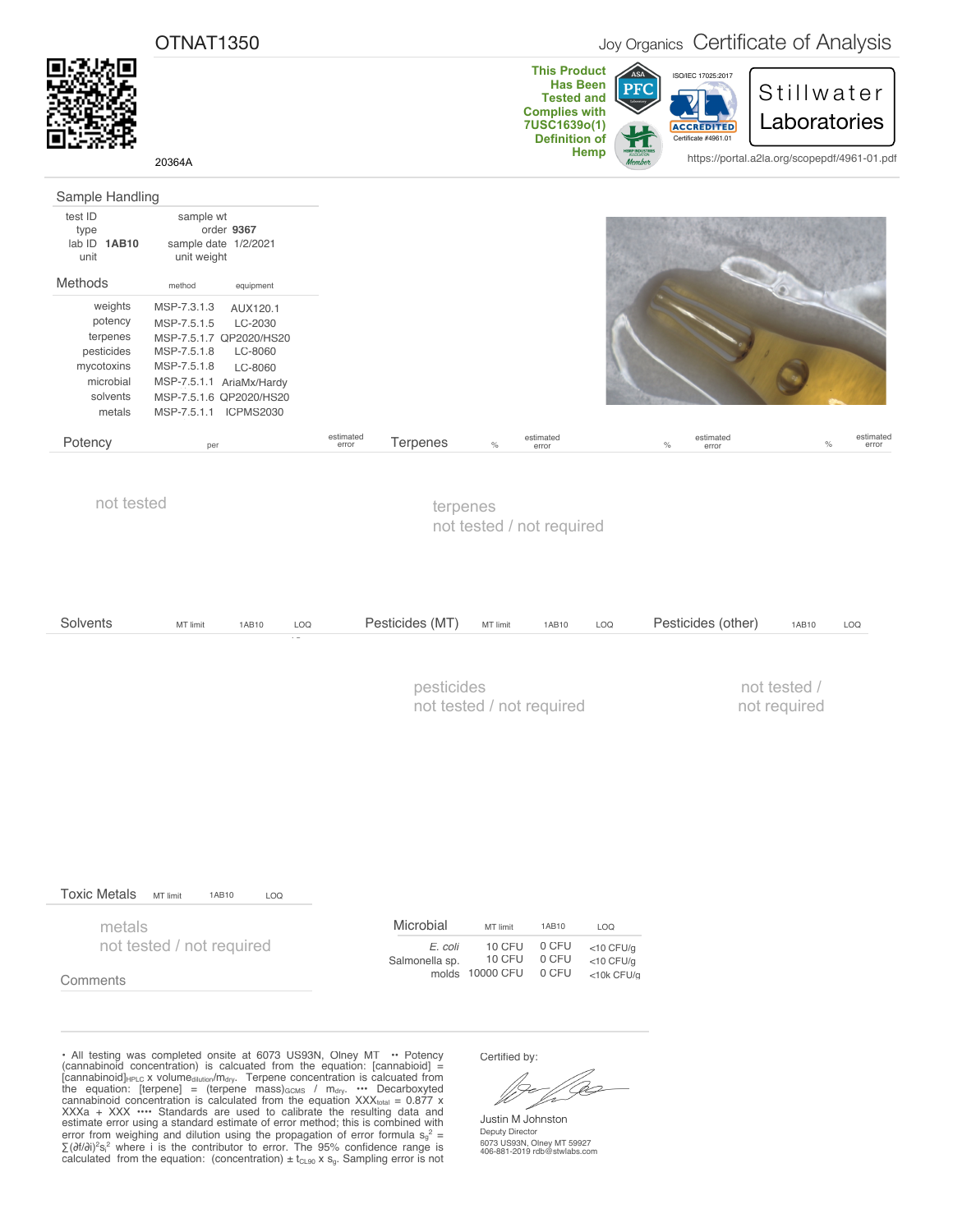# OTNAT1350

Joy Organics Certificate of Analysis

20364A

**This Product Has Been Tested and Complies with 7USC1639o(1) Definition of Hemp**

ISO/IEC 17025:2017

ACCREDITED

Certificate #4961.01

Stillwater Laboratories

https://portal.a2la.org/scopepdf/4961-01.pdf

## Sample Handling

| | | | |
|---|---|---|---|
| test ID | | sample wt | |
| type | | order | **9367** |
| lab ID | **1AB10** | sample date | 1/2/2021 |
| unit | | unit weight | |

## Methods

| | method | equipment |
|---|---|---|
| weights | MSP-7.3.1.3 | AUX120.1 |
| potency | MSP-7.5.1.5 | LC-2030 |
| terpenes | MSP-7.5.1.7 | QP2020/HS20 |
| pesticides | MSP-7.5.1.8 | LC-8060 |
| mycotoxins | MSP-7.5.1.8 | LC-8060 |
| microbial | MSP-7.5.1.1 | AriaMx/Hardy |
| solvents | MSP-7.5.1.6 | QP2020/HS20 |
| metals | MSP-7.5.1.1 | ICPMS2030 |

## Potency

per | estimated error

not tested

## Terpenes

% | estimated error | % | estimated error | % | estimated error

terpenes
not tested / not required

## Solvents

MT limit | 1AB10 | LOQ

## Pesticides (MT)

MT limit | 1AB10 | LOQ

pesticides
not tested / not required

## Pesticides (other)

1AB10 | LOQ

not tested / not required

## Toxic Metals

MT limit | 1AB10 | LOQ

metals
not tested / not required

## Microbial

| | MT limit | 1AB10 | LOQ |
|---|---|---|---|
| *E. coli* | 10 CFU | 0 CFU | <10 CFU/g |
| Salmonella sp. | 10 CFU | 0 CFU | <10 CFU/g |
| molds | 10000 CFU | 0 CFU | <10k CFU/g |

## Comments

• All testing was completed onsite at 6073 US93N, Olney MT •• Potency (cannabinoid concentration) is calcuated from the equation: [cannabioid] = $[cannabinoid]_{HPLC}$ x $volume_{dilution}/m_{dry}$. Terpene concentration is calcuated from the equation: [terpene] = (terpene $mass)_{GCMS}$ / $m_{dry}$. ••• Decarboxyted cannabinoid concentration is calculated from the equation $XXX_{total}$ = 0.877 x XXXa + XXX •••• Standards are used to calibrate the resulting data and estimate error using a standard estimate of error method; this is combined with error from weighing and dilution using the propagation of error formula $s_g^2 = \sum(\partial f/\partial i)^2 s_i^2$ where i is the contributor to error. The 95% confidence range is calculated from the equation: (concentration) $\pm$ $t_{CL90}$ x $s_g$. Sampling error is not

Certified by:

Justin M Johnston
Deputy Director
6073 US93N, Olney MT 59927
406-881-2019 rdb@stwlabs.com